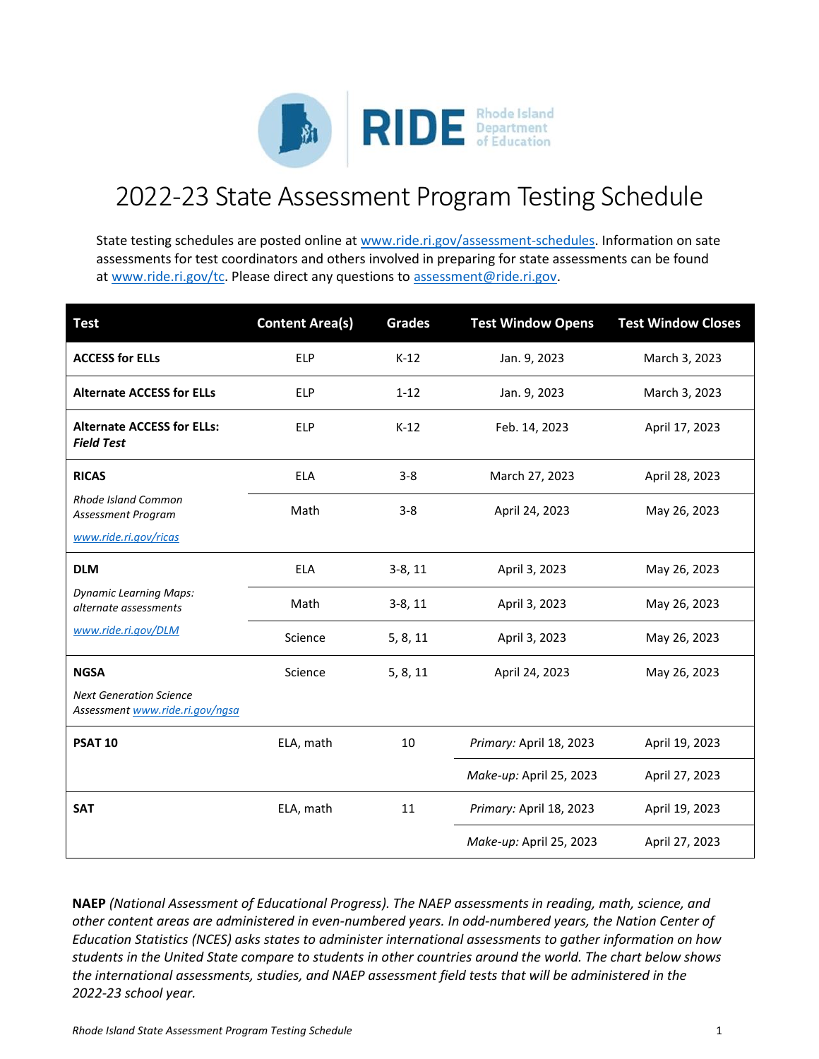# 2022-23 State Assessment Program Testing Schedule

State testing schedules are posted online at [www.ride.ri.gov/assessment-schedules](www.ride.ri.gov/assessment-schedules). Information on sate assessments for test coordinators and others involved in preparing for state assessments can be found at [www.ride.ri.gov/tc](www.ride.ri.gov/tc). Please direct any questions to [assessment@ride.ri.gov](mailto:assessment@ride.ri.gov).

| Test | Content Area(s) | Grades | Test Window Opens | Test Window Closes |
|---|---|---|---|---|
| **ACCESS for ELLs** | ELP | K-12 | Jan. 9, 2023 | March 3, 2023 |
| **Alternate ACCESS for ELLs** | ELP | 1-12 | Jan. 9, 2023 | March 3, 2023 |
| **Alternate ACCESS for ELLs: *Field Test*** | ELP | K-12 | Feb. 14, 2023 | April 17, 2023 |
| **RICAS** *Rhode Island Common Assessment Program* [www.ride.ri.gov/ricas](www.ride.ri.gov/ricas) | ELA | 3-8 | March 27, 2023 | April 28, 2023 |
| | Math | 3-8 | April 24, 2023 | May 26, 2023 |
| **DLM** *Dynamic Learning Maps: alternate assessments* [www.ride.ri.gov/DLM](www.ride.ri.gov/DLM) | ELA | 3-8, 11 | April 3, 2023 | May 26, 2023 |
| | Math | 3-8, 11 | April 3, 2023 | May 26, 2023 |
| | Science | 5, 8, 11 | April 3, 2023 | May 26, 2023 |
| **NGSA** *Next Generation Science Assessment* [www.ride.ri.gov/ngsa](www.ride.ri.gov/ngsa) | Science | 5, 8, 11 | April 24, 2023 | May 26, 2023 |
| **PSAT 10** | ELA, math | 10 | *Primary:* April 18, 2023 | April 19, 2023 |
| | | | *Make-up:* April 25, 2023 | April 27, 2023 |
| **SAT** | ELA, math | 11 | *Primary:* April 18, 2023 | April 19, 2023 |
| | | | *Make-up:* April 25, 2023 | April 27, 2023 |

**NAEP** *(National Assessment of Educational Progress). The NAEP assessments in reading, math, science, and other content areas are administered in even-numbered years. In odd-numbered years, the Nation Center of Education Statistics (NCES) asks states to administer international assessments to gather information on how students in the United State compare to students in other countries around the world. The chart below shows the international assessments, studies, and NAEP assessment field tests that will be administered in the 2022-23 school year.*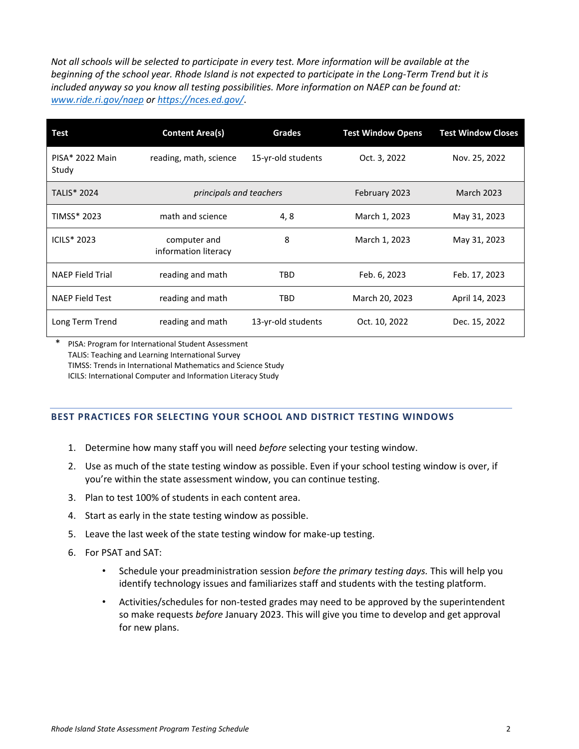*Not all schools will be selected to participate in every test. More information will be available at the beginning of the school year. Rhode Island is not expected to participate in the Long-Term Trend but it is included anyway so you know all testing possibilities. More information on NAEP can be found at: [www.ride.ri.gov/naep](www.ride.ri.gov/naep) or [https://nces.ed.gov/](https://nces.ed.gov/).*

| Test | Content Area(s) | Grades | Test Window Opens | Test Window Closes |
|---|---|---|---|---|
| PISA* 2022 Main Study | reading, math, science | 15-yr-old students | Oct. 3, 2022 | Nov. 25, 2022 |
| TALIS* 2024 | *principals and teachers* | | February 2023 | March 2023 |
| TIMSS* 2023 | math and science | 4, 8 | March 1, 2023 | May 31, 2023 |
| ICILS* 2023 | computer and information literacy | 8 | March 1, 2023 | May 31, 2023 |
| NAEP Field Trial | reading and math | TBD | Feb. 6, 2023 | Feb. 17, 2023 |
| NAEP Field Test | reading and math | TBD | March 20, 2023 | April 14, 2023 |
| Long Term Trend | reading and math | 13-yr-old students | Oct. 10, 2022 | Dec. 15, 2022 |

\* PISA: Program for International Student Assessment
TALIS: Teaching and Learning International Survey
TIMSS: Trends in International Mathematics and Science Study
ICILS: International Computer and Information Literacy Study

## BEST PRACTICES FOR SELECTING YOUR SCHOOL AND DISTRICT TESTING WINDOWS

1. Determine how many staff you will need *before* selecting your testing window.
2. Use as much of the state testing window as possible. Even if your school testing window is over, if you're within the state assessment window, you can continue testing.
3. Plan to test 100% of students in each content area.
4. Start as early in the state testing window as possible.
5. Leave the last week of the state testing window for make-up testing.
6. For PSAT and SAT:
   - Schedule your preadministration session *before the primary testing days.* This will help you identify technology issues and familiarizes staff and students with the testing platform.
   - Activities/schedules for non-tested grades may need to be approved by the superintendent so make requests *before* January 2023. This will give you time to develop and get approval for new plans.